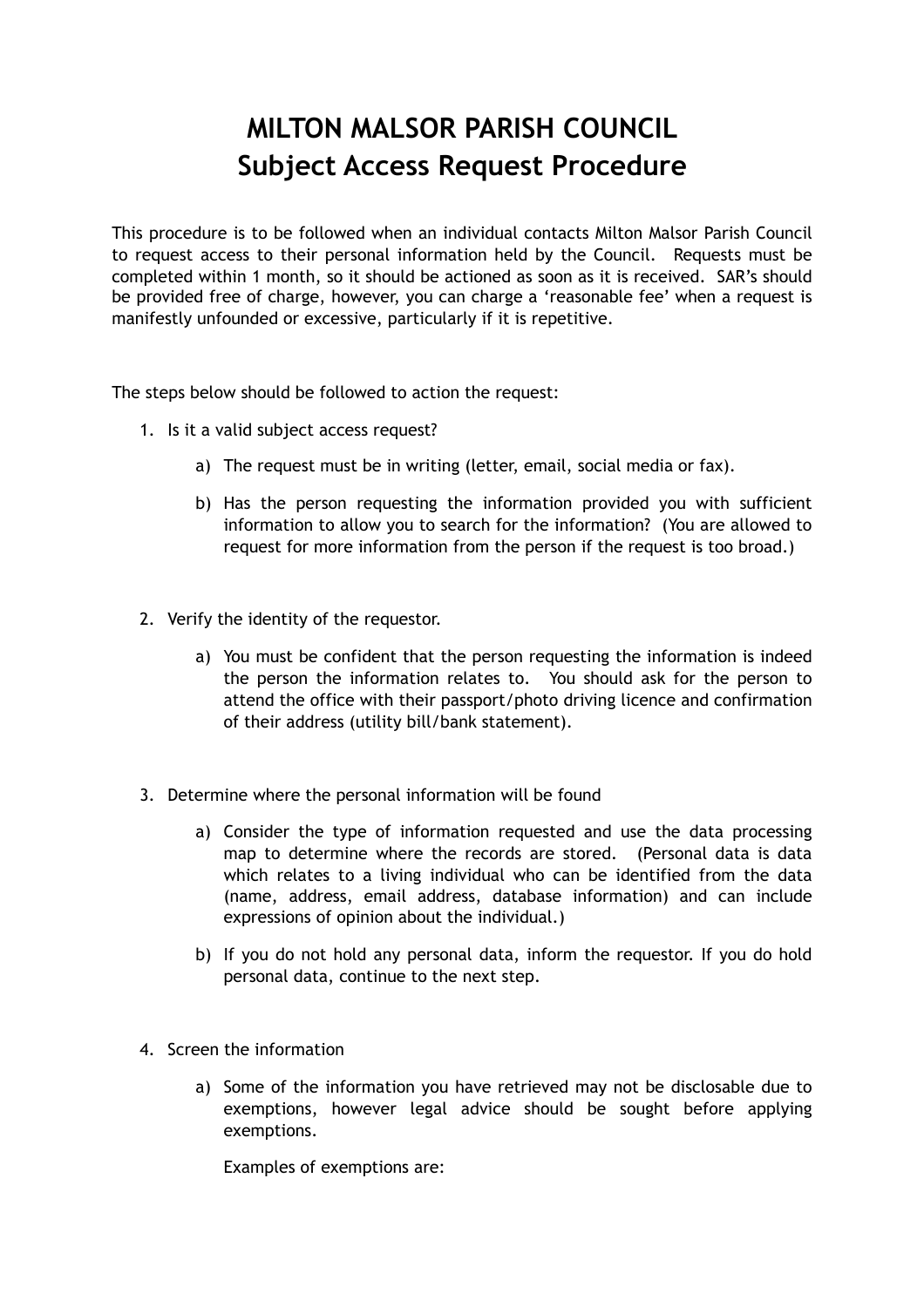# MILTON MALSOR PARISH COUNCIL
# Subject Access Request Procedure

This procedure is to be followed when an individual contacts Milton Malsor Parish Council to request access to their personal information held by the Council. Requests must be completed within 1 month, so it should be actioned as soon as it is received. SAR's should be provided free of charge, however, you can charge a 'reasonable fee' when a request is manifestly unfounded or excessive, particularly if it is repetitive.

The steps below should be followed to action the request:

1. Is it a valid subject access request?

   a) The request must be in writing (letter, email, social media or fax).

   b) Has the person requesting the information provided you with sufficient information to allow you to search for the information? (You are allowed to request for more information from the person if the request is too broad.)

2. Verify the identity of the requestor.

   a) You must be confident that the person requesting the information is indeed the person the information relates to. You should ask for the person to attend the office with their passport/photo driving licence and confirmation of their address (utility bill/bank statement).

3. Determine where the personal information will be found

   a) Consider the type of information requested and use the data processing map to determine where the records are stored. (Personal data is data which relates to a living individual who can be identified from the data (name, address, email address, database information) and can include expressions of opinion about the individual.)

   b) If you do not hold any personal data, inform the requestor. If you do hold personal data, continue to the next step.

4. Screen the information

   a) Some of the information you have retrieved may not be disclosable due to exemptions, however legal advice should be sought before applying exemptions.

      Examples of exemptions are: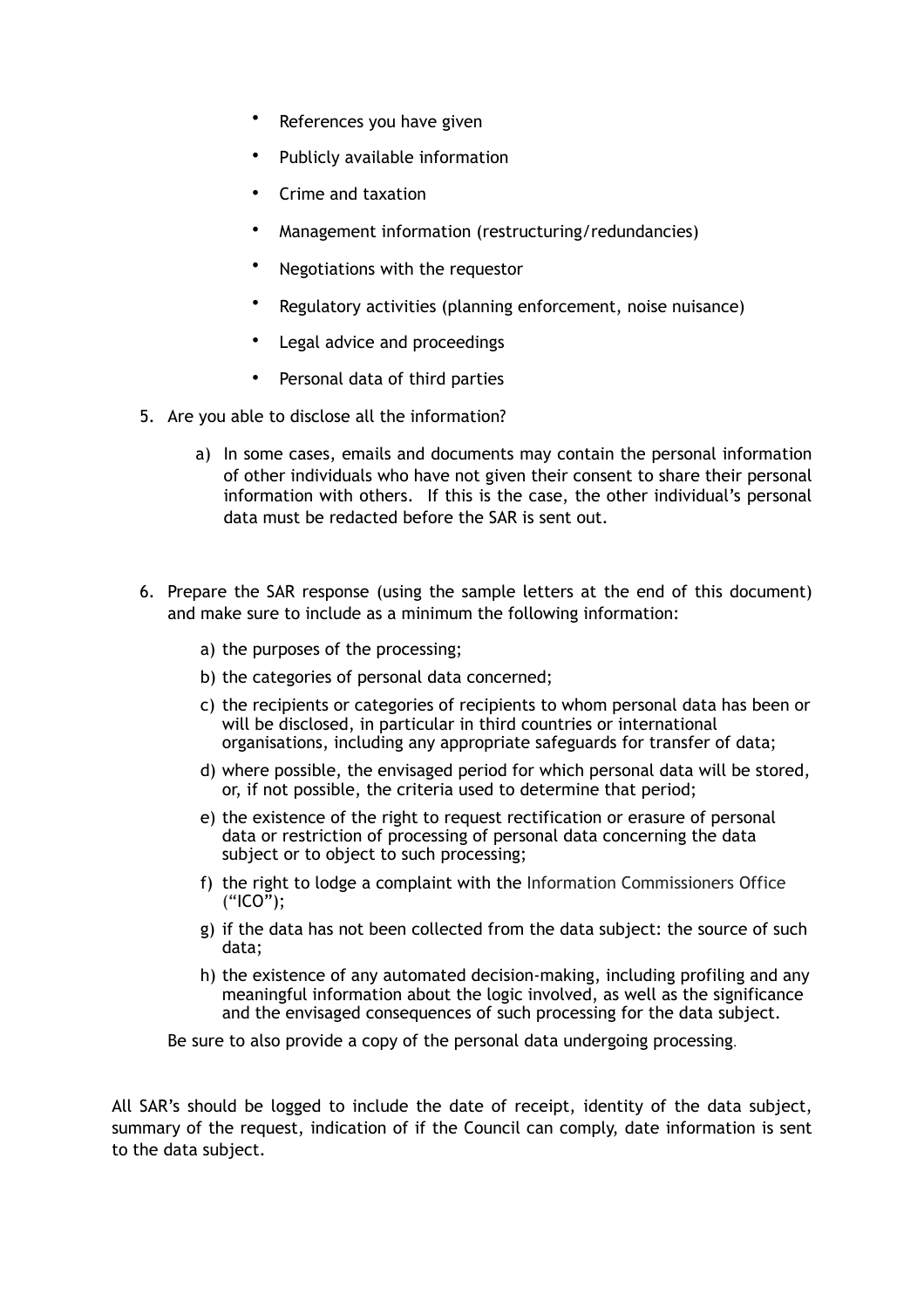- References you have given
- Publicly available information
- Crime and taxation
- Management information (restructuring/redundancies)
- Negotiations with the requestor
- Regulatory activities (planning enforcement, noise nuisance)
- Legal advice and proceedings
- Personal data of third parties

5. Are you able to disclose all the information?

   a) In some cases, emails and documents may contain the personal information of other individuals who have not given their consent to share their personal information with others. If this is the case, the other individual's personal data must be redacted before the SAR is sent out.

6. Prepare the SAR response (using the sample letters at the end of this document) and make sure to include as a minimum the following information:

   a) the purposes of the processing;
   b) the categories of personal data concerned;
   c) the recipients or categories of recipients to whom personal data has been or will be disclosed, in particular in third countries or international organisations, including any appropriate safeguards for transfer of data;
   d) where possible, the envisaged period for which personal data will be stored, or, if not possible, the criteria used to determine that period;
   e) the existence of the right to request rectification or erasure of personal data or restriction of processing of personal data concerning the data subject or to object to such processing;
   f) the right to lodge a complaint with the Information Commissioners Office ("ICO");
   g) if the data has not been collected from the data subject: the source of such data;
   h) the existence of any automated decision-making, including profiling and any meaningful information about the logic involved, as well as the significance and the envisaged consequences of such processing for the data subject.

   Be sure to also provide a copy of the personal data undergoing processing.

All SAR's should be logged to include the date of receipt, identity of the data subject, summary of the request, indication of if the Council can comply, date information is sent to the data subject.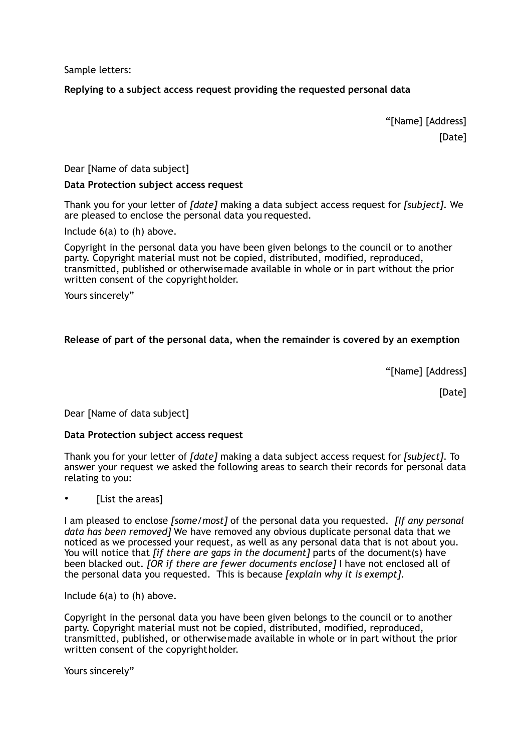Sample letters:

**Replying to a subject access request providing the requested personal data**

"[Name] [Address]

[Date]

Dear [Name of data subject]

**Data Protection subject access request**

Thank you for your letter of *[date]* making a data subject access request for *[subject]*. We are pleased to enclose the personal data you requested.

Include 6(a) to (h) above.

Copyright in the personal data you have been given belongs to the council or to another party. Copyright material must not be copied, distributed, modified, reproduced, transmitted, published or otherwise made available in whole or in part without the prior written consent of the copyright holder.

Yours sincerely"

**Release of part of the personal data, when the remainder is covered by an exemption**

"[Name] [Address]

[Date]

Dear [Name of data subject]

**Data Protection subject access request**

Thank you for your letter of *[date]* making a data subject access request for *[subject]*. To answer your request we asked the following areas to search their records for personal data relating to you:

- [List the areas]

I am pleased to enclose *[some/most]* of the personal data you requested. *[If any personal data has been removed]* We have removed any obvious duplicate personal data that we noticed as we processed your request, as well as any personal data that is not about you. You will notice that *[if there are gaps in the document]* parts of the document(s) have been blacked out. *[OR if there are fewer documents enclose]* I have not enclosed all of the personal data you requested. This is because *[explain why it is exempt]*.

Include 6(a) to (h) above.

Copyright in the personal data you have been given belongs to the council or to another party. Copyright material must not be copied, distributed, modified, reproduced, transmitted, published, or otherwise made available in whole or in part without the prior written consent of the copyright holder.

Yours sincerely"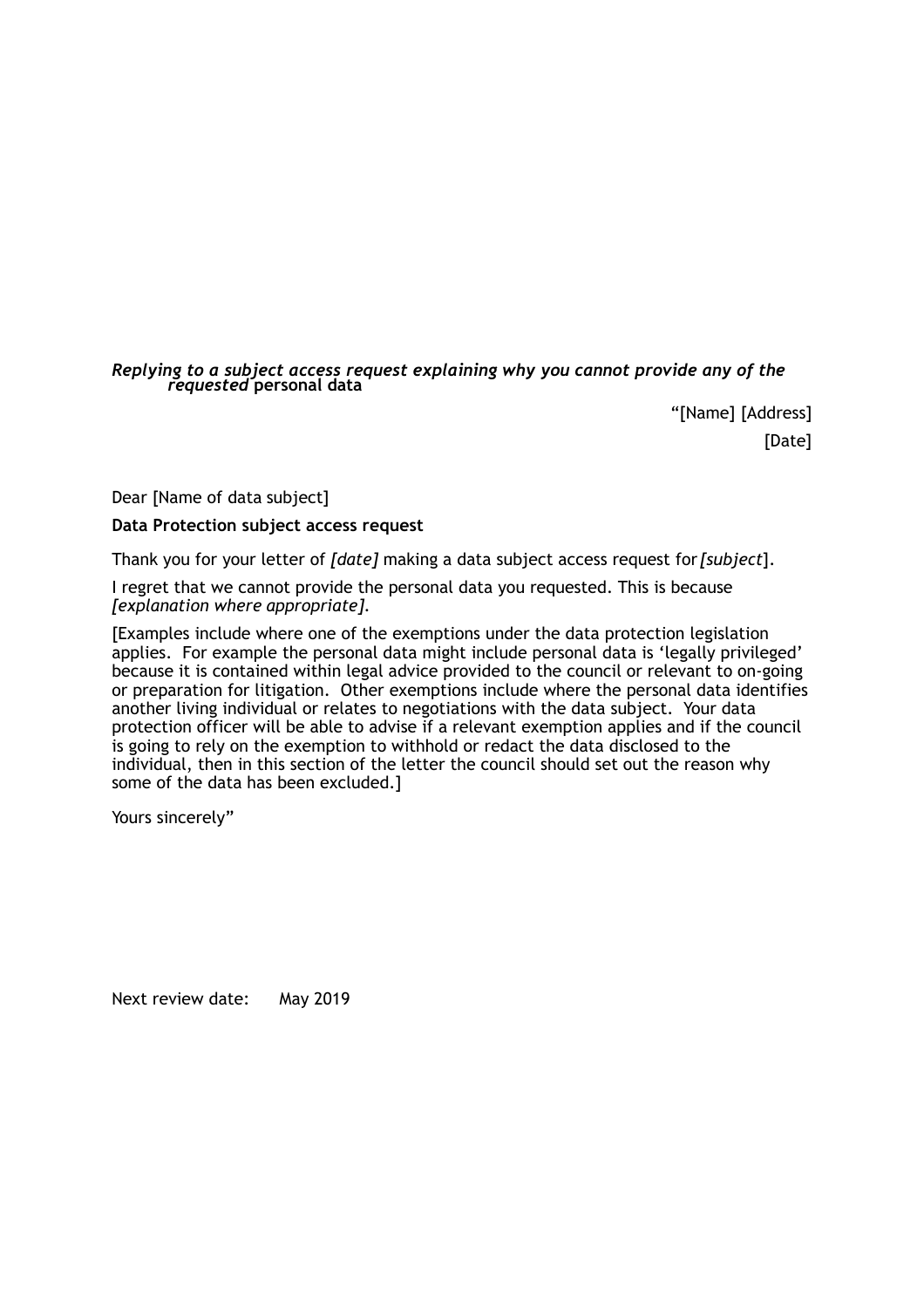***Replying to a subject access request explaining why you cannot provide any of the requested* personal data**

"[Name] [Address]

[Date]

Dear [Name of data subject]

**Data Protection subject access request**

Thank you for your letter of *[date]* making a data subject access request for *[subject*].

I regret that we cannot provide the personal data you requested. This is because *[explanation where appropriate].*

[Examples include where one of the exemptions under the data protection legislation applies. For example the personal data might include personal data is 'legally privileged' because it is contained within legal advice provided to the council or relevant to on-going or preparation for litigation. Other exemptions include where the personal data identifies another living individual or relates to negotiations with the data subject. Your data protection officer will be able to advise if a relevant exemption applies and if the council is going to rely on the exemption to withhold or redact the data disclosed to the individual, then in this section of the letter the council should set out the reason why some of the data has been excluded.]

Yours sincerely"

Next review date: May 2019